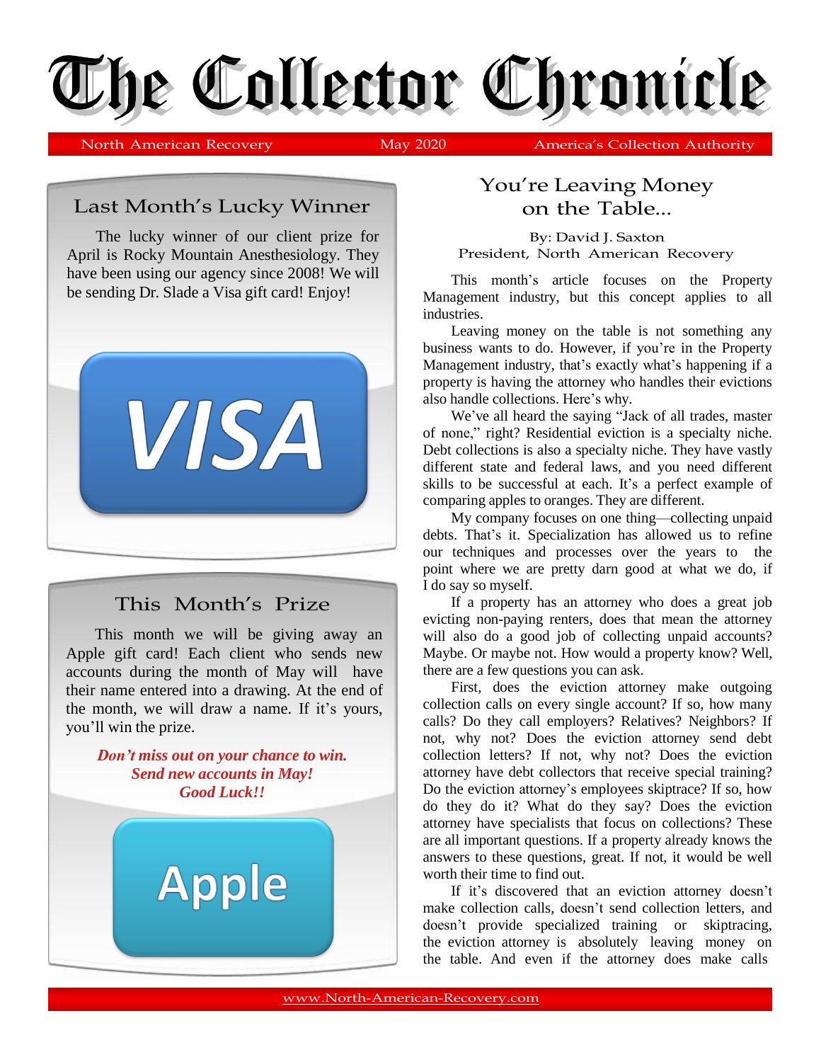# The Collector Chronicle

North American Recovery | May 2020 | America's Collection Authority

## Last Month's Lucky Winner

The lucky winner of our client prize for April is Rocky Mountain Anesthesiology. They have been using our agency since 2008! We will be sending Dr. Slade a Visa gift card! Enjoy!

VISA

## This Month's Prize

This month we will be giving away an Apple gift card! Each client who sends new accounts during the month of May will have their name entered into a drawing. At the end of the month, we will draw a name. If it's yours, you'll win the prize.

***Don't miss out on your chance to win.***
***Send new accounts in May!***
***Good Luck!!***

Apple

## You're Leaving Money on the Table...

By: David J. Saxton
President, North American Recovery

This month's article focuses on the Property Management industry, but this concept applies to all industries.

Leaving money on the table is not something any business wants to do. However, if you're in the Property Management industry, that's exactly what's happening if a property is having the attorney who handles their evictions also handle collections. Here's why.

We've all heard the saying "Jack of all trades, master of none," right? Residential eviction is a specialty niche. Debt collections is also a specialty niche. They have vastly different state and federal laws, and you need different skills to be successful at each. It's a perfect example of comparing apples to oranges. They are different.

My company focuses on one thing—collecting unpaid debts. That's it. Specialization has allowed us to refine our techniques and processes over the years to the point where we are pretty darn good at what we do, if I do say so myself.

If a property has an attorney who does a great job evicting non-paying renters, does that mean the attorney will also do a good job of collecting unpaid accounts? Maybe. Or maybe not. How would a property know? Well, there are a few questions you can ask.

First, does the eviction attorney make outgoing collection calls on every single account? If so, how many calls? Do they call employers? Relatives? Neighbors? If not, why not? Does the eviction attorney send debt collection letters? If not, why not? Does the eviction attorney have debt collectors that receive special training? Do the eviction attorney's employees skiptrace? If so, how do they do it? What do they say? Does the eviction attorney have specialists that focus on collections? These are all important questions. If a property already knows the answers to these questions, great. If not, it would be well worth their time to find out.

If it's discovered that an eviction attorney doesn't make collection calls, doesn't send collection letters, and doesn't provide specialized training or skiptracing, the eviction attorney is absolutely leaving money on the table. And even if the attorney does make calls

www.North-American-Recovery.com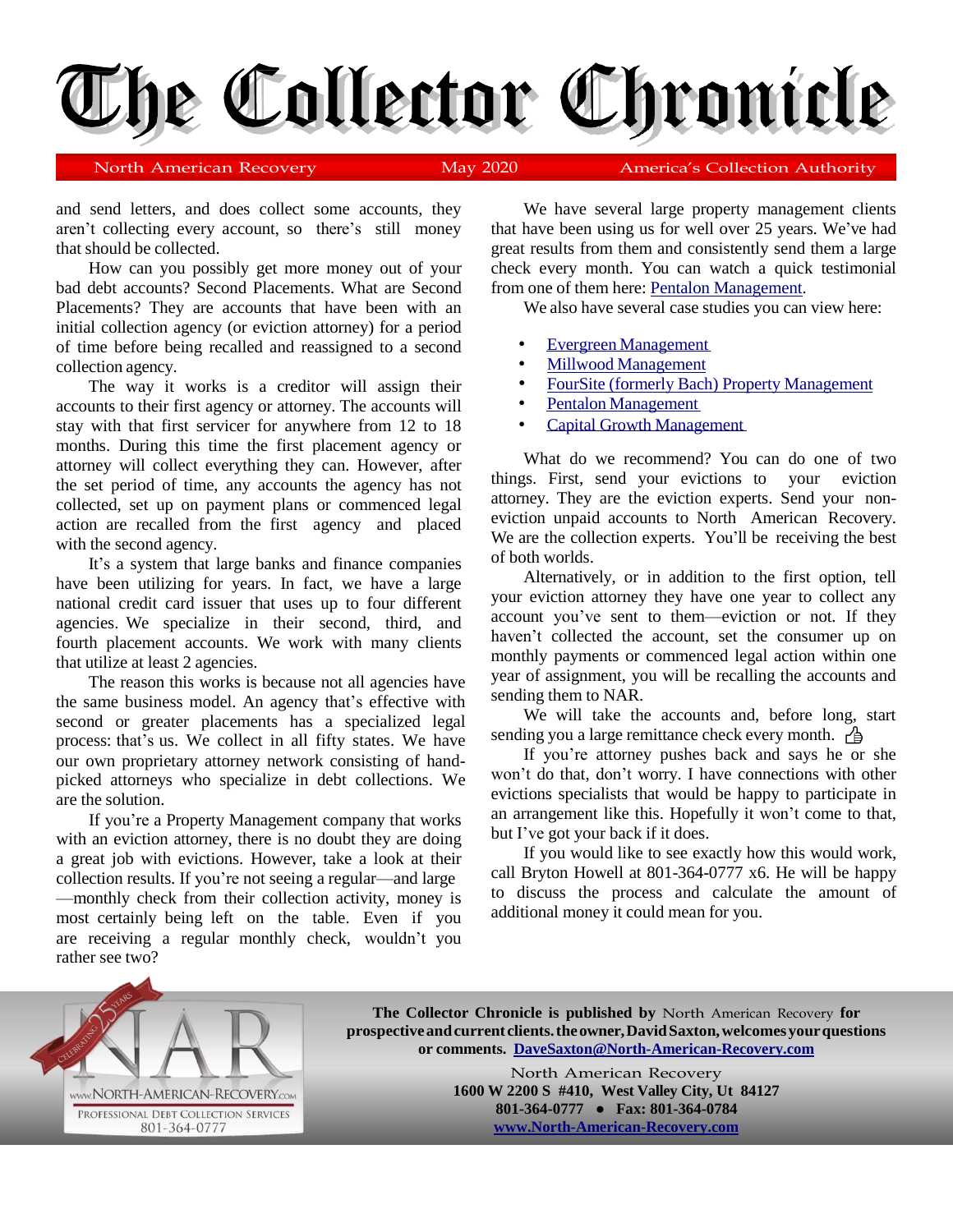# The Collector Chronicle

North American Recovery | May 2020 | America's Collection Authority

and send letters, and does collect some accounts, they aren't collecting every account, so there's still money that should be collected.

How can you possibly get more money out of your bad debt accounts? Second Placements. What are Second Placements? They are accounts that have been with an initial collection agency (or eviction attorney) for a period of time before being recalled and reassigned to a second collection agency.

The way it works is a creditor will assign their accounts to their first agency or attorney. The accounts will stay with that first servicer for anywhere from 12 to 18 months. During this time the first placement agency or attorney will collect everything they can. However, after the set period of time, any accounts the agency has not collected, set up on payment plans or commenced legal action are recalled from the first agency and placed with the second agency.

It's a system that large banks and finance companies have been utilizing for years. In fact, we have a large national credit card issuer that uses up to four different agencies. We specialize in their second, third, and fourth placement accounts. We work with many clients that utilize at least 2 agencies.

The reason this works is because not all agencies have the same business model. An agency that's effective with second or greater placements has a specialized legal process: that's us. We collect in all fifty states. We have our own proprietary attorney network consisting of hand-picked attorneys who specialize in debt collections. We are the solution.

If you're a Property Management company that works with an eviction attorney, there is no doubt they are doing a great job with evictions. However, take a look at their collection results. If you're not seeing a regular—and large—monthly check from their collection activity, money is most certainly being left on the table. Even if you are receiving a regular monthly check, wouldn't you rather see two?

We have several large property management clients that have been using us for well over 25 years. We've had great results from them and consistently send them a large check every month. You can watch a quick testimonial from one of them here: Pentalon Management.

We also have several case studies you can view here:

- Evergreen Management
- Millwood Management
- FourSite (formerly Bach) Property Management
- Pentalon Management
- Capital Growth Management

What do we recommend? You can do one of two things. First, send your evictions to your eviction attorney. They are the eviction experts. Send your non-eviction unpaid accounts to North American Recovery. We are the collection experts. You'll be receiving the best of both worlds.

Alternatively, or in addition to the first option, tell your eviction attorney they have one year to collect any account you've sent to them—eviction or not. If they haven't collected the account, set the consumer up on monthly payments or commenced legal action within one year of assignment, you will be recalling the accounts and sending them to NAR.

We will take the accounts and, before long, start sending you a large remittance check every month.

If you're attorney pushes back and says he or she won't do that, don't worry. I have connections with other evictions specialists that would be happy to participate in an arrangement like this. Hopefully it won't come to that, but I've got your back if it does.

If you would like to see exactly how this would work, call Bryton Howell at 801-364-0777 x6. He will be happy to discuss the process and calculate the amount of additional money it could mean for you.

**The Collector Chronicle is published by** North American Recovery **for prospective and current clients. the owner, David Saxton, welcomes your questions or comments. DaveSaxton@North-American-Recovery.com**

North American Recovery
**1600 W 2200 S #410, West Valley City, Ut 84127**
**801-364-0777 ● Fax: 801-364-0784**
**www.North-American-Recovery.com**

Celebrating 25 Years — NAR — www.NORTH-AMERICAN-RECOVERY.com — Professional Debt Collection Services — 801-364-0777